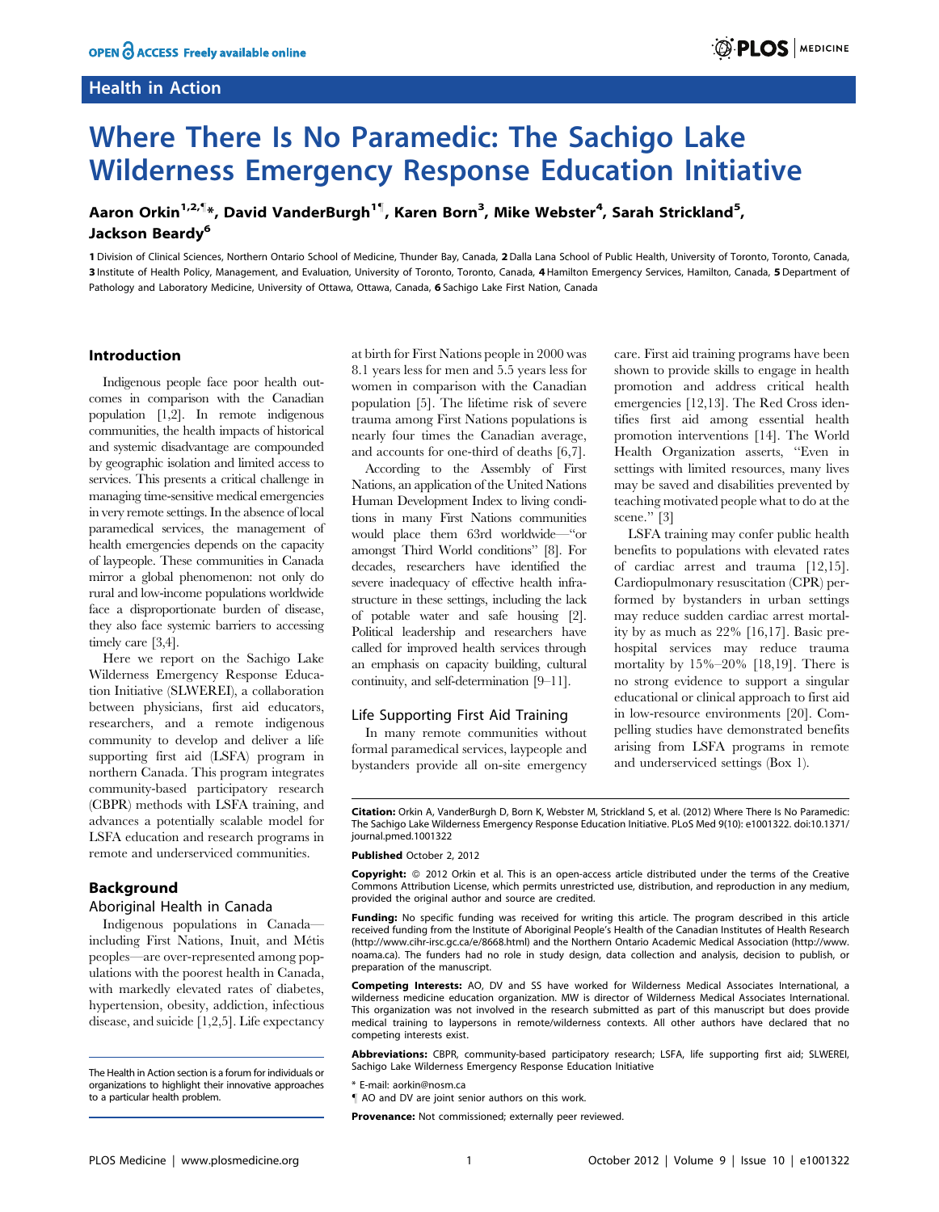Health in Action

# Where There Is No Paramedic: The Sachigo Lake Wilderness Emergency Response Education Initiative

Aaron Orkin[1,2,¶]*, David VanderBurgh[1¶], Karen Born[3], Mike Webster[4], Sarah Strickland[5], Jackson Beardy[6]

1 Division of Clinical Sciences, Northern Ontario School of Medicine, Thunder Bay, Canada, 2 Dalla Lana School of Public Health, University of Toronto, Toronto, Canada, 3 Institute of Health Policy, Management, and Evaluation, University of Toronto, Toronto, Canada, 4 Hamilton Emergency Services, Hamilton, Canada, 5 Department of Pathology and Laboratory Medicine, University of Ottawa, Ottawa, Canada, 6 Sachigo Lake First Nation, Canada

## Introduction

Indigenous people face poor health outcomes in comparison with the Canadian population [1,2]. In remote indigenous communities, the health impacts of historical and systemic disadvantage are compounded by geographic isolation and limited access to services. This presents a critical challenge in managing time-sensitive medical emergencies in very remote settings. In the absence of local paramedical services, the management of health emergencies depends on the capacity of laypeople. These communities in Canada mirror a global phenomenon: not only do rural and low-income populations worldwide face a disproportionate burden of disease, they also face systemic barriers to accessing timely care [3,4].

Here we report on the Sachigo Lake Wilderness Emergency Response Education Initiative (SLWEREI), a collaboration between physicians, first aid educators, researchers, and a remote indigenous community to develop and deliver a life supporting first aid (LSFA) program in northern Canada. This program integrates community-based participatory research (CBPR) methods with LSFA training, and advances a potentially scalable model for LSFA education and research programs in remote and underserviced communities.

## Background

### Aboriginal Health in Canada

Indigenous populations in Canada—including First Nations, Inuit, and Métis peoples—are over-represented among populations with the poorest health in Canada, with markedly elevated rates of diabetes, hypertension, obesity, addiction, infectious disease, and suicide [1,2,5]. Life expectancy at birth for First Nations people in 2000 was 8.1 years less for men and 5.5 years less for women in comparison with the Canadian population [5]. The lifetime risk of severe trauma among First Nations populations is nearly four times the Canadian average, and accounts for one-third of deaths [6,7].

According to the Assembly of First Nations, an application of the United Nations Human Development Index to living conditions in many First Nations communities would place them 63rd worldwide—"or amongst Third World conditions" [8]. For decades, researchers have identified the severe inadequacy of effective health infrastructure in these settings, including the lack of potable water and safe housing [2]. Political leadership and researchers have called for improved health services through an emphasis on capacity building, cultural continuity, and self-determination [9–11].

### Life Supporting First Aid Training

In many remote communities without formal paramedical services, laypeople and bystanders provide all on-site emergency care. First aid training programs have been shown to provide skills to engage in health promotion and address critical health emergencies [12,13]. The Red Cross identifies first aid among essential health promotion interventions [14]. The World Health Organization asserts, "Even in settings with limited resources, many lives may be saved and disabilities prevented by teaching motivated people what to do at the scene." [3]

LSFA training may confer public health benefits to populations with elevated rates of cardiac arrest and trauma [12,15]. Cardiopulmonary resuscitation (CPR) performed by bystanders in urban settings may reduce sudden cardiac arrest mortality by as much as 22% [16,17]. Basic prehospital services may reduce trauma mortality by 15%–20% [18,19]. There is no strong evidence to support a singular educational or clinical approach to first aid in low-resource environments [20]. Compelling studies have demonstrated benefits arising from LSFA programs in remote and underserviced settings (Box 1).

---

The Health in Action section is a forum for individuals or organizations to highlight their innovative approaches to a particular health problem.

**Citation:** Orkin A, VanderBurgh D, Born K, Webster M, Strickland S, et al. (2012) Where There Is No Paramedic: The Sachigo Lake Wilderness Emergency Response Education Initiative. PLoS Med 9(10): e1001322. doi:10.1371/journal.pmed.1001322

**Published** October 2, 2012

**Copyright:** © 2012 Orkin et al. This is an open-access article distributed under the terms of the Creative Commons Attribution License, which permits unrestricted use, distribution, and reproduction in any medium, provided the original author and source are credited.

**Funding:** No specific funding was received for writing this article. The program described in this article received funding from the Institute of Aboriginal People's Health of the Canadian Institutes of Health Research (http://www.cihr-irsc.gc.ca/e/8668.html) and the Northern Ontario Academic Medical Association (http://www.noama.ca). The funders had no role in study design, data collection and analysis, decision to publish, or preparation of the manuscript.

**Competing Interests:** AO, DV and SS have worked for Wilderness Medical Associates International, a wilderness medicine education organization. MW is director of Wilderness Medical Associates International. This organization was not involved in the research submitted as part of this manuscript but does provide medical training to laypersons in remote/wilderness contexts. All other authors have declared that no competing interests exist.

**Abbreviations:** CBPR, community-based participatory research; LSFA, life supporting first aid; SLWEREI, Sachigo Lake Wilderness Emergency Response Education Initiative

* E-mail: aorkin@nosm.ca

¶ AO and DV are joint senior authors on this work.

**Provenance:** Not commissioned; externally peer reviewed.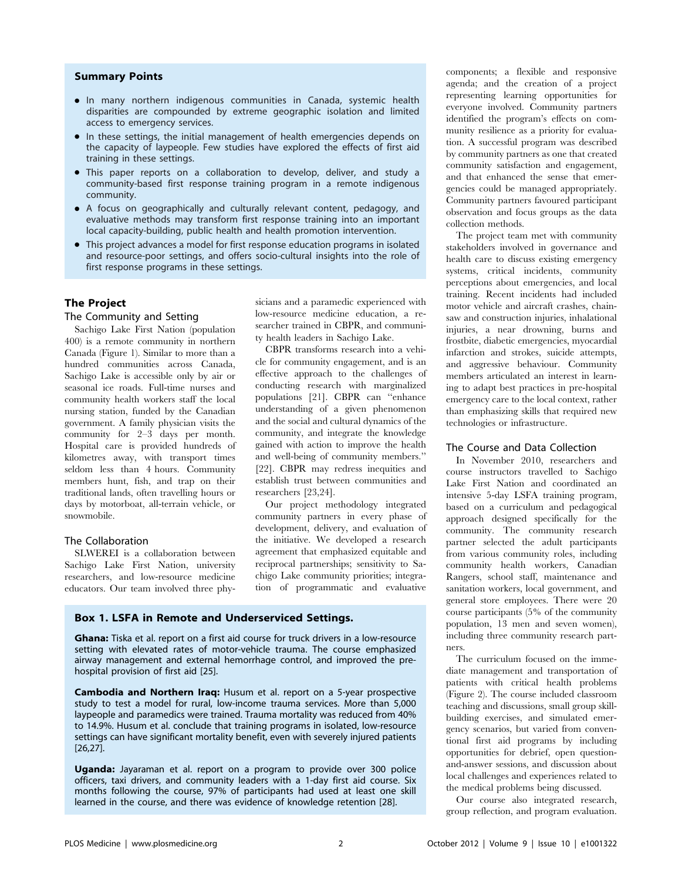### Summary Points

- In many northern indigenous communities in Canada, systemic health disparities are compounded by extreme geographic isolation and limited access to emergency services.
- In these settings, the initial management of health emergencies depends on the capacity of laypeople. Few studies have explored the effects of first aid training in these settings.
- This paper reports on a collaboration to develop, deliver, and study a community-based first response training program in a remote indigenous community.
- A focus on geographically and culturally relevant content, pedagogy, and evaluative methods may transform first response training into an important local capacity-building, public health and health promotion intervention.
- This project advances a model for first response education programs in isolated and resource-poor settings, and offers socio-cultural insights into the role of first response programs in these settings.

## The Project

### The Community and Setting

Sachigo Lake First Nation (population 400) is a remote community in northern Canada (Figure 1). Similar to more than a hundred communities across Canada, Sachigo Lake is accessible only by air or seasonal ice roads. Full-time nurses and community health workers staff the local nursing station, funded by the Canadian government. A family physician visits the community for 2–3 days per month. Hospital care is provided hundreds of kilometres away, with transport times seldom less than 4 hours. Community members hunt, fish, and trap on their traditional lands, often travelling hours or days by motorboat, all-terrain vehicle, or snowmobile.

### The Collaboration

SLWEREI is a collaboration between Sachigo Lake First Nation, university researchers, and low-resource medicine educators. Our team involved three physicians and a paramedic experienced with low-resource medicine education, a researcher trained in CBPR, and community health leaders in Sachigo Lake.

CBPR transforms research into a vehicle for community engagement, and is an effective approach to the challenges of conducting research with marginalized populations [21]. CBPR can "enhance understanding of a given phenomenon and the social and cultural dynamics of the community, and integrate the knowledge gained with action to improve the health and well-being of community members." [22]. CBPR may redress inequities and establish trust between communities and researchers [23,24].

Our project methodology integrated community partners in every phase of development, delivery, and evaluation of the initiative. We developed a research agreement that emphasized equitable and reciprocal partnerships; sensitivity to Sachigo Lake community priorities; integration of programmatic and evaluative components; a flexible and responsive agenda; and the creation of a project representing learning opportunities for everyone involved. Community partners identified the program's effects on community resilience as a priority for evaluation. A successful program was described by community partners as one that created community satisfaction and engagement, and that enhanced the sense that emergencies could be managed appropriately. Community partners favoured participant observation and focus groups as the data collection methods.

The project team met with community stakeholders involved in governance and health care to discuss existing emergency systems, critical incidents, community perceptions about emergencies, and local training. Recent incidents had included motor vehicle and aircraft crashes, chainsaw and construction injuries, inhalational injuries, a near drowning, burns and frostbite, diabetic emergencies, myocardial infarction and strokes, suicide attempts, and aggressive behaviour. Community members articulated an interest in learning to adapt best practices in pre-hospital emergency care to the local context, rather than emphasizing skills that required new technologies or infrastructure.

### Box 1. LSFA in Remote and Underserviced Settings.

**Ghana:** Tiska et al. report on a first aid course for truck drivers in a low-resource setting with elevated rates of motor-vehicle trauma. The course emphasized airway management and external hemorrhage control, and improved the pre-hospital provision of first aid [25].

**Cambodia and Northern Iraq:** Husum et al. report on a 5-year prospective study to test a model for rural, low-income trauma services. More than 5,000 laypeople and paramedics were trained. Trauma mortality was reduced from 40% to 14.9%. Husum et al. conclude that training programs in isolated, low-resource settings can have significant mortality benefit, even with severely injured patients [26,27].

**Uganda:** Jayaraman et al. report on a program to provide over 300 police officers, taxi drivers, and community leaders with a 1-day first aid course. Six months following the course, 97% of participants had used at least one skill learned in the course, and there was evidence of knowledge retention [28].

### The Course and Data Collection

In November 2010, researchers and course instructors travelled to Sachigo Lake First Nation and coordinated an intensive 5-day LSFA training program, based on a curriculum and pedagogical approach designed specifically for the community. The community research partner selected the adult participants from various community roles, including community health workers, Canadian Rangers, school staff, maintenance and sanitation workers, local government, and general store employees. There were 20 course participants (5% of the community population, 13 men and seven women), including three community research partners.

The curriculum focused on the immediate management and transportation of patients with critical health problems (Figure 2). The course included classroom teaching and discussions, small group skill-building exercises, and simulated emergency scenarios, but varied from conventional first aid programs by including opportunities for debrief, open question-and-answer sessions, and discussion about local challenges and experiences related to the medical problems being discussed.

Our course also integrated research, group reflection, and program evaluation.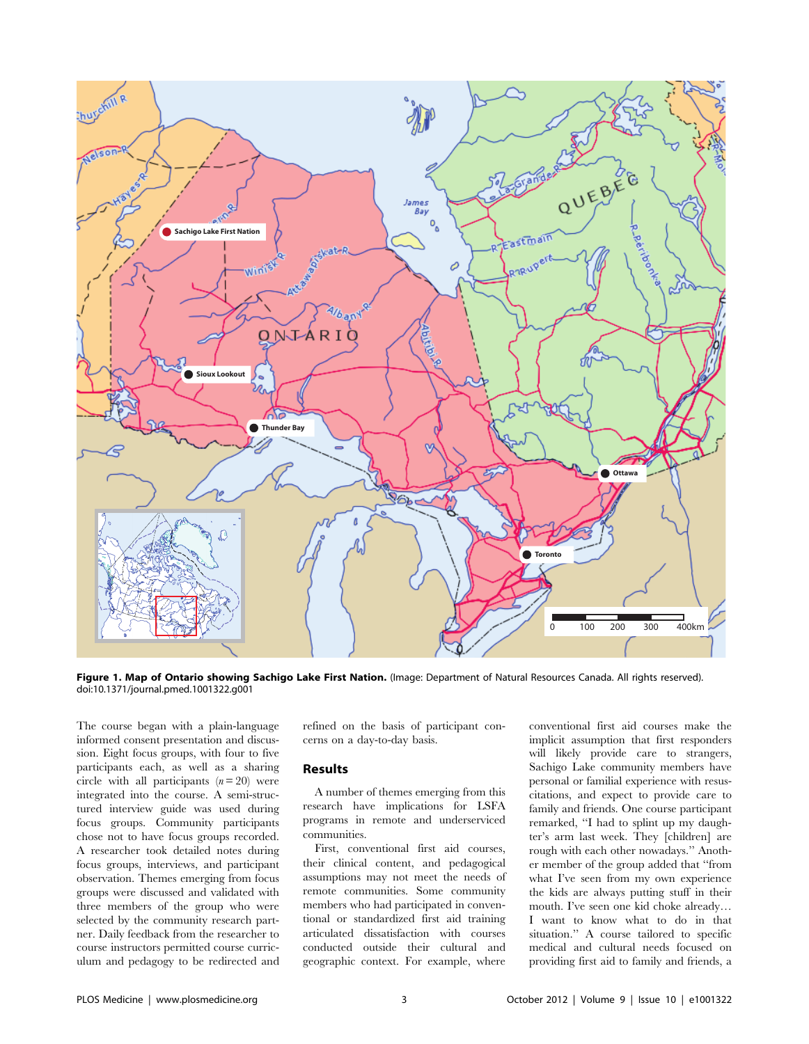**Figure 1. Map of Ontario showing Sachigo Lake First Nation.** (Image: Department of Natural Resources Canada. All rights reserved). doi:10.1371/journal.pmed.1001322.g001

The course began with a plain-language informed consent presentation and discussion. Eight focus groups, with four to five participants each, as well as a sharing circle with all participants ($n = 20$) were integrated into the course. A semi-structured interview guide was used during focus groups. Community participants chose not to have focus groups recorded. A researcher took detailed notes during focus groups, interviews, and participant observation. Themes emerging from focus groups were discussed and validated with three members of the group who were selected by the community research partner. Daily feedback from the researcher to course instructors permitted course curriculum and pedagogy to be redirected and refined on the basis of participant concerns on a day-to-day basis.

## Results

A number of themes emerging from this research have implications for LSFA programs in remote and underserviced communities.

First, conventional first aid courses, their clinical content, and pedagogical assumptions may not meet the needs of remote communities. Some community members who had participated in conventional or standardized first aid training articulated dissatisfaction with courses conducted outside their cultural and geographic context. For example, where conventional first aid courses make the implicit assumption that first responders will likely provide care to strangers, Sachigo Lake community members have personal or familial experience with resuscitations, and expect to provide care to family and friends. One course participant remarked, "I had to splint up my daughter's arm last week. They [children] are rough with each other nowadays." Another member of the group added that "from what I've seen from my own experience the kids are always putting stuff in their mouth. I've seen one kid choke already… I want to know what to do in that situation." A course tailored to specific medical and cultural needs focused on providing first aid to family and friends, a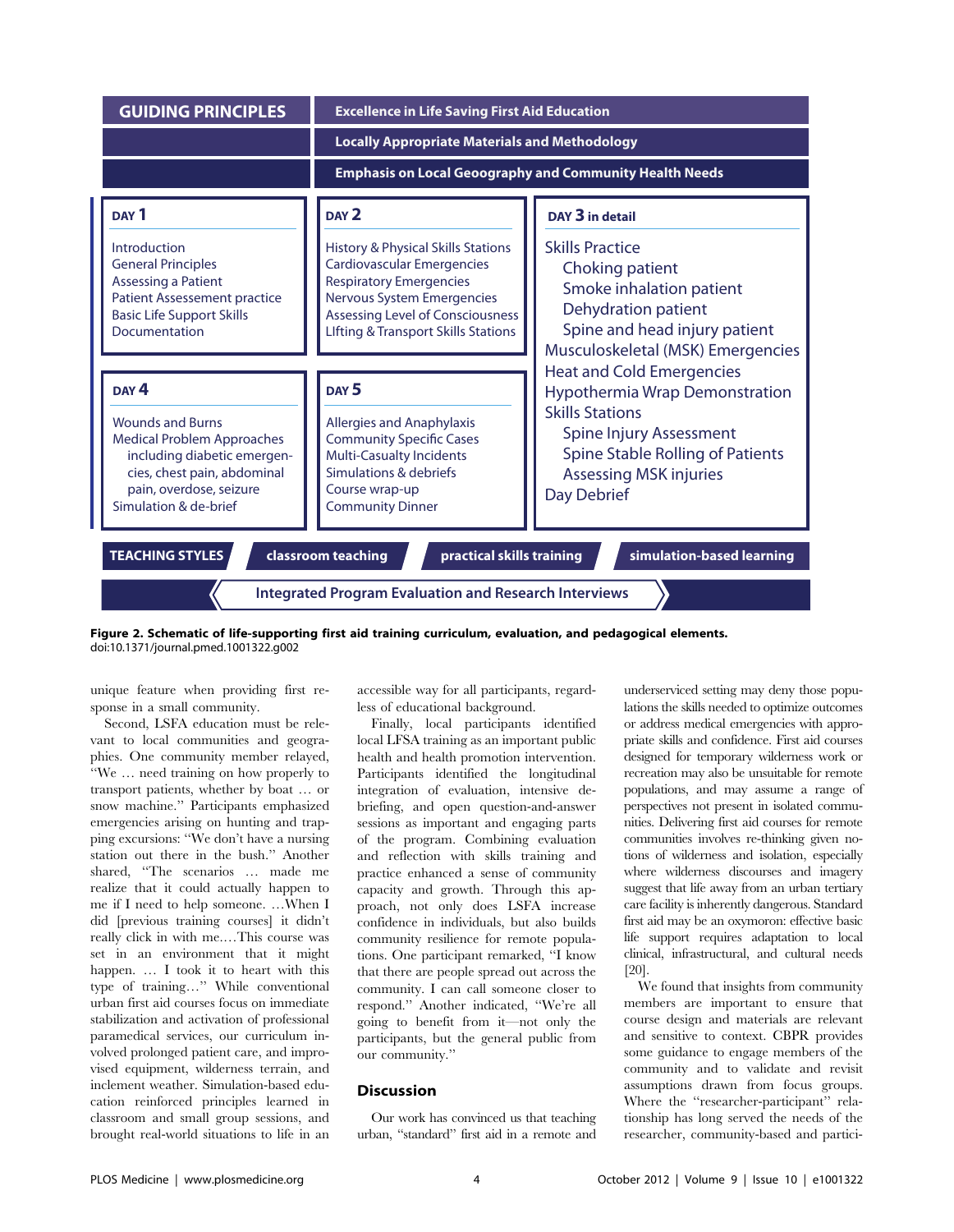**GUIDING PRINCIPLES**

- Excellence in Life Saving First Aid Education
- Locally Appropriate Materials and Methodology
- Emphasis on Local Geography and Community Health Needs

**DAY 1**

Introduction
General Principles
Assessing a Patient
Patient Assessement practice
Basic Life Support Skills
Documentation

**DAY 2**

History & Physical Skills Stations
Cardiovascular Emergencies
Respiratory Emergencies
Nervous System Emergencies
Assessing Level of Consciousness
LIfting & Transport Skills Stations

**DAY 3 in detail**

Skills Practice
- Choking patient
- Smoke inhalation patient
- Dehydration patient
- Spine and head injury patient

Musculoskeletal (MSK) Emergencies
Heat and Cold Emergencies
Hypothermia Wrap Demonstration
Skills Stations
- Spine Injury Assessment
- Spine Stable Rolling of Patients
- Assessing MSK injuries

Day Debrief

**DAY 4**

Wounds and Burns
Medical Problem Approaches including diabetic emergencies, chest pain, abdominal pain, overdose, seizure
Simulation & de-brief

**DAY 5**

Allergies and Anaphylaxis
Community Specific Cases
Multi-Casualty Incidents
Simulations & debriefs
Course wrap-up
Community Dinner

**TEACHING STYLES**: classroom teaching | practical skills training | simulation-based learning

Integrated Program Evaluation and Research Interviews

**Figure 2. Schematic of life-supporting first aid training curriculum, evaluation, and pedagogical elements.**
doi:10.1371/journal.pmed.1001322.g002

unique feature when providing first response in a small community.

Second, LSFA education must be relevant to local communities and geographies. One community member relayed, "We … need training on how properly to transport patients, whether by boat … or snow machine." Participants emphasized emergencies arising on hunting and trapping excursions: "We don't have a nursing station out there in the bush." Another shared, "The scenarios … made me realize that it could actually happen to me if I need to help someone. …When I did [previous training courses] it didn't really click in with me.…This course was set in an environment that it might happen. … I took it to heart with this type of training…" While conventional urban first aid courses focus on immediate stabilization and activation of professional paramedical services, our curriculum involved prolonged patient care, and improvised equipment, wilderness terrain, and inclement weather. Simulation-based education reinforced principles learned in classroom and small group sessions, and brought real-world situations to life in an accessible way for all participants, regardless of educational background.

Finally, local participants identified local LFSA training as an important public health and health promotion intervention. Participants identified the longitudinal integration of evaluation, intensive debriefing, and open question-and-answer sessions as important and engaging parts of the program. Combining evaluation and reflection with skills training and practice enhanced a sense of community capacity and growth. Through this approach, not only does LSFA increase confidence in individuals, but also builds community resilience for remote populations. One participant remarked, "I know that there are people spread out across the community. I can call someone closer to respond." Another indicated, "We're all going to benefit from it—not only the participants, but the general public from our community."

## Discussion

Our work has convinced us that teaching urban, "standard" first aid in a remote and underserviced setting may deny those populations the skills needed to optimize outcomes or address medical emergencies with appropriate skills and confidence. First aid courses designed for temporary wilderness work or recreation may also be unsuitable for remote populations, and may assume a range of perspectives not present in isolated communities. Delivering first aid courses for remote communities involves re-thinking given notions of wilderness and isolation, especially where wilderness discourses and imagery suggest that life away from an urban tertiary care facility is inherently dangerous. Standard first aid may be an oxymoron: effective basic life support requires adaptation to local clinical, infrastructural, and cultural needs [20].

We found that insights from community members are important to ensure that course design and materials are relevant and sensitive to context. CBPR provides some guidance to engage members of the community and to validate and revisit assumptions drawn from focus groups. Where the "researcher-participant" relationship has long served the needs of the researcher, community-based and partici-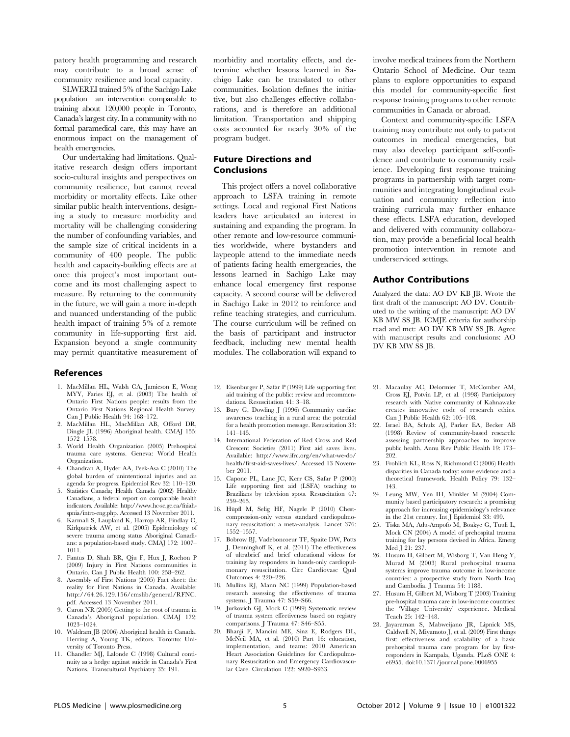patory health programming and research may contribute to a broad sense of community resilience and local capacity.

SLWEREI trained 5% of the Sachigo Lake population—an intervention comparable to training about 120,000 people in Toronto, Canada's largest city. In a community with no formal paramedical care, this may have an enormous impact on the management of health emergencies.

Our undertaking had limitations. Qualitative research design offers important socio-cultural insights and perspectives on community resilience, but cannot reveal morbidity or mortality effects. Like other similar public health interventions, designing a study to measure morbidity and mortality will be challenging considering the number of confounding variables, and the sample size of critical incidents in a community of 400 people. The public health and capacity-building effects are at once this project's most important outcome and its most challenging aspect to measure. By returning to the community in the future, we will gain a more in-depth and nuanced understanding of the public health impact of training 5% of a remote community in life-supporting first aid. Expansion beyond a single community may permit quantitative measurement of morbidity and mortality effects, and determine whether lessons learned in Sachigo Lake can be translated to other communities. Isolation defines the initiative, but also challenges effective collaborations, and is therefore an additional limitation. Transportation and shipping costs accounted for nearly 30% of the program budget.

## Future Directions and Conclusions

This project offers a novel collaborative approach to LSFA training in remote settings. Local and regional First Nations leaders have articulated an interest in sustaining and expanding the program. In other remote and low-resource communities worldwide, where bystanders and laypeople attend to the immediate needs of patients facing health emergencies, the lessons learned in Sachigo Lake may enhance local emergency first response capacity. A second course will be delivered in Sachigo Lake in 2012 to reinforce and refine teaching strategies, and curriculum. The course curriculum will be refined on the basis of participant and instructor feedback, including new mental health modules. The collaboration will expand to involve medical trainees from the Northern Ontario School of Medicine. Our team plans to explore opportunities to expand this model for community-specific first response training programs to other remote communities in Canada or abroad.

Context and community-specific LSFA training may contribute not only to patient outcomes in medical emergencies, but may also develop participant self-confidence and contribute to community resilience. Developing first response training programs in partnership with target communities and integrating longitudinal evaluation and community reflection into training curricula may further enhance these effects. LSFA education, developed and delivered with community collaboration, may provide a beneficial local health promotion intervention in remote and underserviced settings.

## Author Contributions

Analyzed the data: AO DV KB JB. Wrote the first draft of the manuscript: AO DV. Contributed to the writing of the manuscript: AO DV KB MW SS JB. ICMJE criteria for authorship read and met: AO DV KB MW SS JB. Agree with manuscript results and conclusions: AO DV KB MW SS JB.

## References

1. MacMillan HL, Walsh CA, Jamieson E, Wong MYY, Faries EJ, et al. (2003) The health of Ontario First Nations people: results from the Ontario First Nations Regional Health Survey. Can J Public Health 94: 168–172.
2. MacMillan HL, MacMillan AB, Offord DR, Dingle JL (1996) Aboriginal health. CMAJ 155: 1572–1578.
3. World Health Organization (2005) Prehospital trauma care systems. Geneva: World Health Organization.
4. Chandran A, Hyder AA, Peek-Asa C (2010) The global burden of unintentional injuries and an agenda for progress. Epidemiol Rev 32: 110–120.
5. Statistics Canada; Health Canada (2002) Healthy Canadians, a federal report on comparable health indicators. Available: http://www.hc-sc.gc.ca/fniah-spnia/intro-eng.php. Accessed 13 November 2011.
6. Karmali S, Laupland K, Harrop AR, Findlay C, Kirkpatrick AW, et al. (2005) Epidemiology of severe trauma among status Aboriginal Canadians: a population-based study. CMAJ 172: 1007–1011.
7. Fantus D, Shah BR, Qiu F, Hux J, Rochon P (2009) Injury in First Nations communities in Ontario. Can J Public Health 100: 258–262.
8. Assembly of First Nations (2005) Fact sheet: the reality for First Nations in Canada. Available: http://64.26.129.156/cmslib/general/RFNC.pdf. Accessed 13 November 2011.
9. Caron NR (2005) Getting to the root of trauma in Canada's Aboriginal population. CMAJ 172: 1023–1024.
10. Waldram JB (2006) Aboriginal health in Canada. Herring A, Young TK, editors. Toronto: University of Toronto Press.
11. Chandler MJ, Lalonde C (1998) Cultural continuity as a hedge against suicide in Canada's First Nations. Transcultural Psychiatry 35: 191.
12. Eisenburger P, Safar P (1999) Life supporting first aid training of the public: review and recommendations. Resuscitation 41: 3–18.
13. Bury G, Dowling J (1996) Community cardiac awareness teaching in a rural area: the potential for a health promotion message. Resuscitation 33: 141–145.
14. International Federation of Red Cross and Red Crescent Societies (2011) First aid saves lives. Available: http://www.ifrc.org/en/what-we-do/health/first-aid-saves-lives/. Accessed 13 November 2011.
15. Capone PL, Lane JC, Kerr CS, Safar P (2000) Life supporting first aid (LSFA) teaching to Brazilians by television spots. Resuscitation 47: 259–265.
16. Hüpfl M, Selig HF, Nagele P (2010) Chest-compression-only versus standard cardiopulmonary resuscitation: a meta-analysis. Lancet 376: 1552–1557.
17. Bobrow BJ, Vadeboncoeur TF, Spaite DW, Potts J, Denninghoff K, et al. (2011) The effectiveness of ultrabrief and brief educational videos for training lay responders in hands-only cardiopulmonary resuscitation. Circ Cardiovasc Qual Outcomes 4: 220–226.
18. Mullins RJ, Mann NC (1999) Population-based research assessing the effectiveness of trauma systems. J Trauma 47: S59–S66.
19. Jurkovich GJ, Mock C (1999) Systematic review of trauma system effectiveness based on registry comparisons. J Trauma 47: S46–S55.
20. Bhanji F, Mancini ME, Sinz E, Rodgers DL, McNeil MA, et al. (2010) Part 16: education, implementation, and teams: 2010 American Heart Association Guidelines for Cardiopulmonary Resuscitation and Emergency Cardiovascular Care. Circulation 122: S920–S933.
21. Macaulay AC, Delormier T, McComber AM, Cross EJ, Potvin LP, et al. (1998) Participatory research with Native community of Kahnawake creates innovative code of research ethics. Can J Public Health 62: 105–108.
22. Israel BA, Schulz AJ, Parker EA, Becker AB (1998) Review of community-based research: assessing partnership approaches to improve public health. Annu Rev Public Health 19: 173–202.
23. Frohlich KL, Ross N, Richmond C (2006) Health disparities in Canada today: some evidence and a theoretical framework. Health Policy 79: 132–143.
24. Leung MW, Yen IH, Minkler M (2004) Community based participatory research: a promising approach for increasing epidemiology's relevance in the 21st century. Int J Epidemiol 33: 499.
25. Tiska MA, Adu-Ampofo M, Boakye G, Tuuli L, Mock CN (2004) A model of prehospital trauma training for lay persons devised in Africa. Emerg Med J 21: 237.
26. Husum H, Gilbert M, Wisborg T, Van Heng Y, Murad M (2003) Rural prehospital trauma systems improve trauma outcome in low-income countries: a prospective study from North Iraq and Cambodia. J Trauma 54: 1188.
27. Husum H, Gilbert M, Wisborg T (2003) Training pre-hospital trauma care in low-income countries: the 'Village University' experience. Medical Teach 25: 142–148.
28. Jayaraman S, Mabweijano JR, Lipnick MS, Caldwell N, Miyamoto J, et al. (2009) First things first: effectiveness and scalability of a basic prehospital trauma care program for lay first-responders in Kampala, Uganda. PLoS ONE 4: e6955. doi:10.1371/journal.pone.0006955